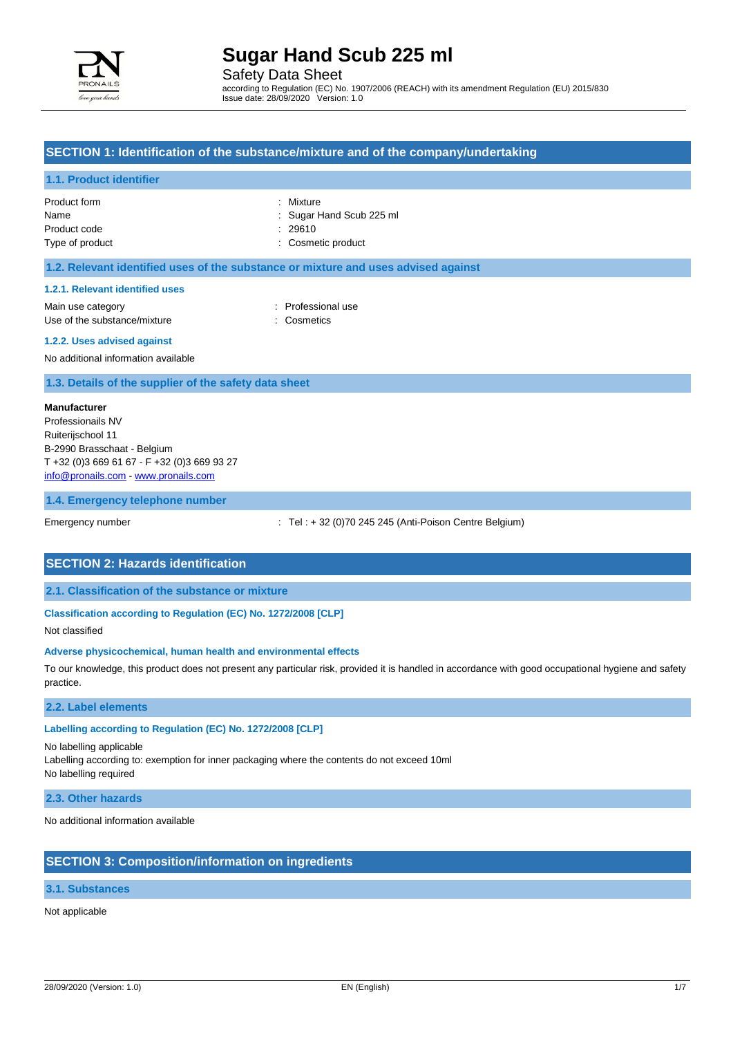# Sugar Hand Scub 225 ml

Safety Data Sheet

according to Regulation (EC) No. 1907/2006 (REACH) with its amendment Regulation (EU) 2015/830
Issue date: 28/09/2020 Version: 1.0

## SECTION 1: Identification of the substance/mixture and of the company/undertaking

### 1.1. Product identifier

| | |
|---|---|
| Product form | : Mixture |
| Name | : Sugar Hand Scub 225 ml |
| Product code | : 29610 |
| Type of product | : Cosmetic product |

### 1.2. Relevant identified uses of the substance or mixture and uses advised against

#### 1.2.1. Relevant identified uses

| | |
|---|---|
| Main use category | : Professional use |
| Use of the substance/mixture | : Cosmetics |

#### 1.2.2. Uses advised against

No additional information available

### 1.3. Details of the supplier of the safety data sheet

**Manufacturer**
Professionails NV
Ruiterijschool 11
B-2990 Brasschaat - Belgium
T +32 (0)3 669 61 67 - F +32 (0)3 669 93 27
info@pronails.com - www.pronails.com

### 1.4. Emergency telephone number

| | |
|---|---|
| Emergency number | : Tel : + 32 (0)70 245 245 (Anti-Poison Centre Belgium) |

## SECTION 2: Hazards identification

### 2.1. Classification of the substance or mixture

#### Classification according to Regulation (EC) No. 1272/2008 [CLP]

Not classified

#### Adverse physicochemical, human health and environmental effects

To our knowledge, this product does not present any particular risk, provided it is handled in accordance with good occupational hygiene and safety practice.

### 2.2. Label elements

#### Labelling according to Regulation (EC) No. 1272/2008 [CLP]

No labelling applicable
Labelling according to: exemption for inner packaging where the contents do not exceed 10ml
No labelling required

### 2.3. Other hazards

No additional information available

## SECTION 3: Composition/information on ingredients

### 3.1. Substances

Not applicable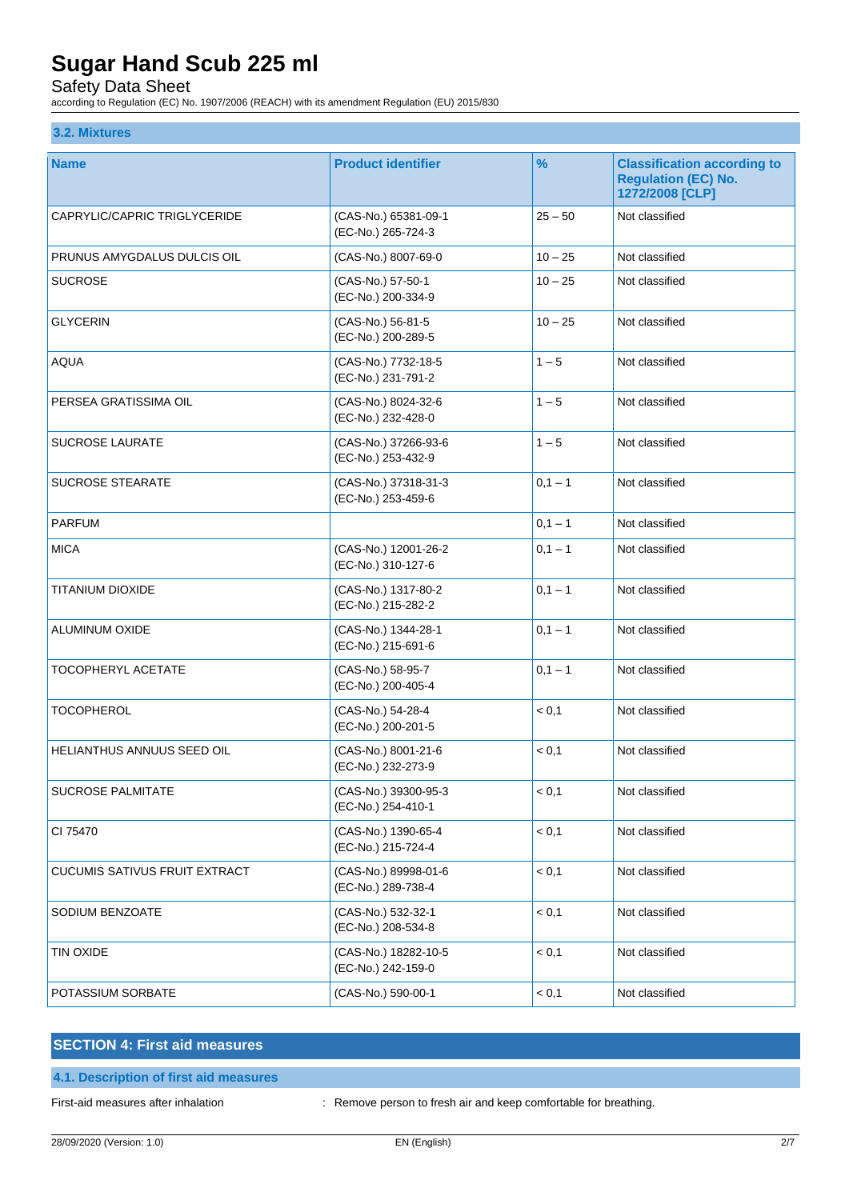### 3.2. Mixtures

| Name | Product identifier | % | Classification according to Regulation (EC) No. 1272/2008 [CLP] |
|---|---|---|---|
| CAPRYLIC/CAPRIC TRIGLYCERIDE | (CAS-No.) 65381-09-1<br>(EC-No.) 265-724-3 | 25 – 50 | Not classified |
| PRUNUS AMYGDALUS DULCIS OIL | (CAS-No.) 8007-69-0 | 10 – 25 | Not classified |
| SUCROSE | (CAS-No.) 57-50-1<br>(EC-No.) 200-334-9 | 10 – 25 | Not classified |
| GLYCERIN | (CAS-No.) 56-81-5<br>(EC-No.) 200-289-5 | 10 – 25 | Not classified |
| AQUA | (CAS-No.) 7732-18-5<br>(EC-No.) 231-791-2 | 1 – 5 | Not classified |
| PERSEA GRATISSIMA OIL | (CAS-No.) 8024-32-6<br>(EC-No.) 232-428-0 | 1 – 5 | Not classified |
| SUCROSE LAURATE | (CAS-No.) 37266-93-6<br>(EC-No.) 253-432-9 | 1 – 5 | Not classified |
| SUCROSE STEARATE | (CAS-No.) 37318-31-3<br>(EC-No.) 253-459-6 | 0,1 – 1 | Not classified |
| PARFUM | | 0,1 – 1 | Not classified |
| MICA | (CAS-No.) 12001-26-2<br>(EC-No.) 310-127-6 | 0,1 – 1 | Not classified |
| TITANIUM DIOXIDE | (CAS-No.) 1317-80-2<br>(EC-No.) 215-282-2 | 0,1 – 1 | Not classified |
| ALUMINUM OXIDE | (CAS-No.) 1344-28-1<br>(EC-No.) 215-691-6 | 0,1 – 1 | Not classified |
| TOCOPHERYL ACETATE | (CAS-No.) 58-95-7<br>(EC-No.) 200-405-4 | 0,1 – 1 | Not classified |
| TOCOPHEROL | (CAS-No.) 54-28-4<br>(EC-No.) 200-201-5 | < 0,1 | Not classified |
| HELIANTHUS ANNUUS SEED OIL | (CAS-No.) 8001-21-6<br>(EC-No.) 232-273-9 | < 0,1 | Not classified |
| SUCROSE PALMITATE | (CAS-No.) 39300-95-3<br>(EC-No.) 254-410-1 | < 0,1 | Not classified |
| CI 75470 | (CAS-No.) 1390-65-4<br>(EC-No.) 215-724-4 | < 0,1 | Not classified |
| CUCUMIS SATIVUS FRUIT EXTRACT | (CAS-No.) 89998-01-6<br>(EC-No.) 289-738-4 | < 0,1 | Not classified |
| SODIUM BENZOATE | (CAS-No.) 532-32-1<br>(EC-No.) 208-534-8 | < 0,1 | Not classified |
| TIN OXIDE | (CAS-No.) 18282-10-5<br>(EC-No.) 242-159-0 | < 0,1 | Not classified |
| POTASSIUM SORBATE | (CAS-No.) 590-00-1 | < 0,1 | Not classified |

## SECTION 4: First aid measures

### 4.1. Description of first aid measures

First-aid measures after inhalation : Remove person to fresh air and keep comfortable for breathing.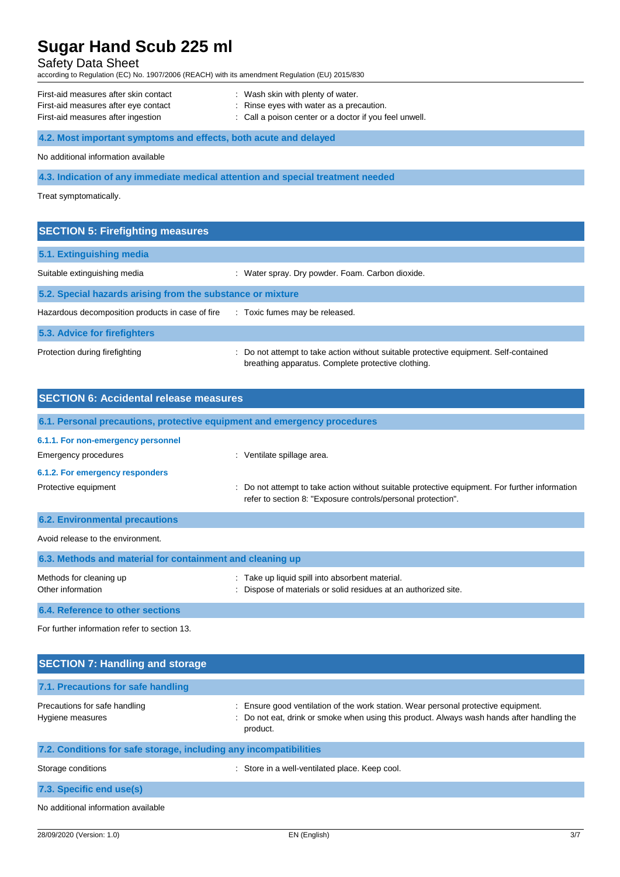First-aid measures after skin contact : Wash skin with plenty of water.
First-aid measures after eye contact : Rinse eyes with water as a precaution.
First-aid measures after ingestion : Call a poison center or a doctor if you feel unwell.

### 4.2. Most important symptoms and effects, both acute and delayed

No additional information available

### 4.3. Indication of any immediate medical attention and special treatment needed

Treat symptomatically.

## SECTION 5: Firefighting measures

### 5.1. Extinguishing media

Suitable extinguishing media : Water spray. Dry powder. Foam. Carbon dioxide.

### 5.2. Special hazards arising from the substance or mixture

Hazardous decomposition products in case of fire : Toxic fumes may be released.

### 5.3. Advice for firefighters

Protection during firefighting : Do not attempt to take action without suitable protective equipment. Self-contained breathing apparatus. Complete protective clothing.

## SECTION 6: Accidental release measures

### 6.1. Personal precautions, protective equipment and emergency procedures

#### 6.1.1. For non-emergency personnel

Emergency procedures : Ventilate spillage area.

#### 6.1.2. For emergency responders

Protective equipment : Do not attempt to take action without suitable protective equipment. For further information refer to section 8: "Exposure controls/personal protection".

### 6.2. Environmental precautions

Avoid release to the environment.

### 6.3. Methods and material for containment and cleaning up

Methods for cleaning up : Take up liquid spill into absorbent material.
Other information : Dispose of materials or solid residues at an authorized site.

### 6.4. Reference to other sections

For further information refer to section 13.

## SECTION 7: Handling and storage

### 7.1. Precautions for safe handling

Precautions for safe handling : Ensure good ventilation of the work station. Wear personal protective equipment.
Hygiene measures : Do not eat, drink or smoke when using this product. Always wash hands after handling the product.

### 7.2. Conditions for safe storage, including any incompatibilities

Storage conditions : Store in a well-ventilated place. Keep cool.

### 7.3. Specific end use(s)

No additional information available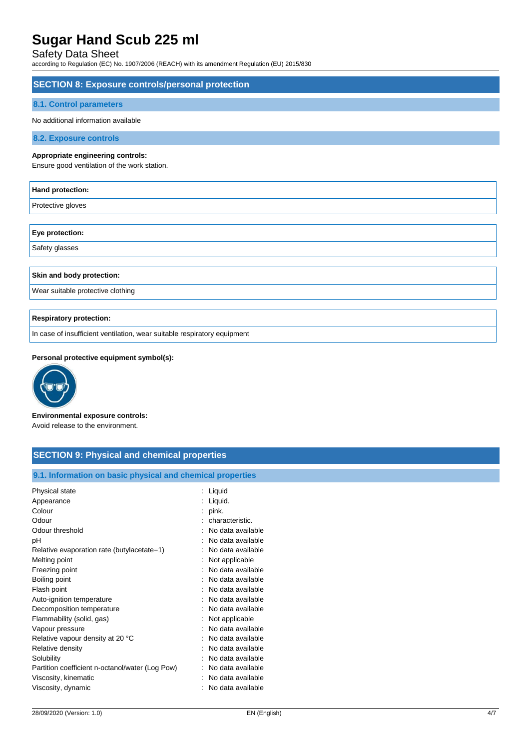## SECTION 8: Exposure controls/personal protection

### 8.1. Control parameters

No additional information available

### 8.2. Exposure controls

**Appropriate engineering controls:**

Ensure good ventilation of the work station.

| **Hand protection:** |
|---|
| Protective gloves |

| **Eye protection:** |
|---|
| Safety glasses |

| **Skin and body protection:** |
|---|
| Wear suitable protective clothing |

| **Respiratory protection:** |
|---|
| In case of insufficient ventilation, wear suitable respiratory equipment |

**Personal protective equipment symbol(s):**

**Environmental exposure controls:**

Avoid release to the environment.

## SECTION 9: Physical and chemical properties

### 9.1. Information on basic physical and chemical properties

| Property | Value |
|---|---|
| Physical state | : Liquid |
| Appearance | : Liquid. |
| Colour | : pink. |
| Odour | : characteristic. |
| Odour threshold | : No data available |
| pH | : No data available |
| Relative evaporation rate (butylacetate=1) | : No data available |
| Melting point | : Not applicable |
| Freezing point | : No data available |
| Boiling point | : No data available |
| Flash point | : No data available |
| Auto-ignition temperature | : No data available |
| Decomposition temperature | : No data available |
| Flammability (solid, gas) | : Not applicable |
| Vapour pressure | : No data available |
| Relative vapour density at 20 °C | : No data available |
| Relative density | : No data available |
| Solubility | : No data available |
| Partition coefficient n-octanol/water (Log Pow) | : No data available |
| Viscosity, kinematic | : No data available |
| Viscosity, dynamic | : No data available |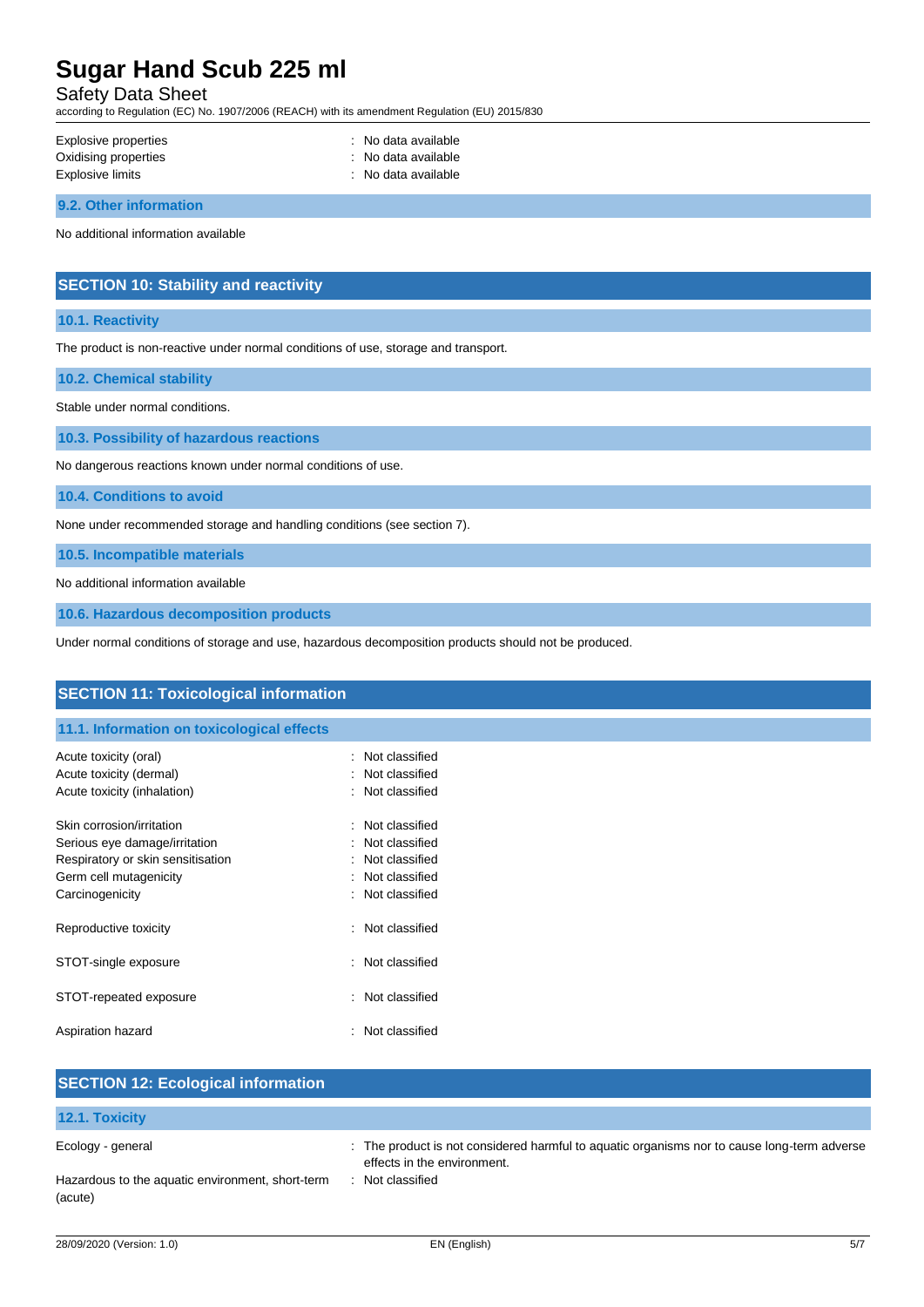| | |
|---|---|
| Explosive properties | : No data available |
| Oxidising properties | : No data available |
| Explosive limits | : No data available |

### 9.2. Other information

No additional information available

## SECTION 10: Stability and reactivity

### 10.1. Reactivity

The product is non-reactive under normal conditions of use, storage and transport.

### 10.2. Chemical stability

Stable under normal conditions.

### 10.3. Possibility of hazardous reactions

No dangerous reactions known under normal conditions of use.

### 10.4. Conditions to avoid

None under recommended storage and handling conditions (see section 7).

### 10.5. Incompatible materials

No additional information available

### 10.6. Hazardous decomposition products

Under normal conditions of storage and use, hazardous decomposition products should not be produced.

## SECTION 11: Toxicological information

### 11.1. Information on toxicological effects

| | |
|---|---|
| Acute toxicity (oral) | : Not classified |
| Acute toxicity (dermal) | : Not classified |
| Acute toxicity (inhalation) | : Not classified |
| Skin corrosion/irritation | : Not classified |
| Serious eye damage/irritation | : Not classified |
| Respiratory or skin sensitisation | : Not classified |
| Germ cell mutagenicity | : Not classified |
| Carcinogenicity | : Not classified |
| Reproductive toxicity | : Not classified |
| STOT-single exposure | : Not classified |
| STOT-repeated exposure | : Not classified |
| Aspiration hazard | : Not classified |

## SECTION 12: Ecological information

### 12.1. Toxicity

| | |
|---|---|
| Ecology - general | : The product is not considered harmful to aquatic organisms nor to cause long-term adverse effects in the environment. |
| Hazardous to the aquatic environment, short-term (acute) | : Not classified |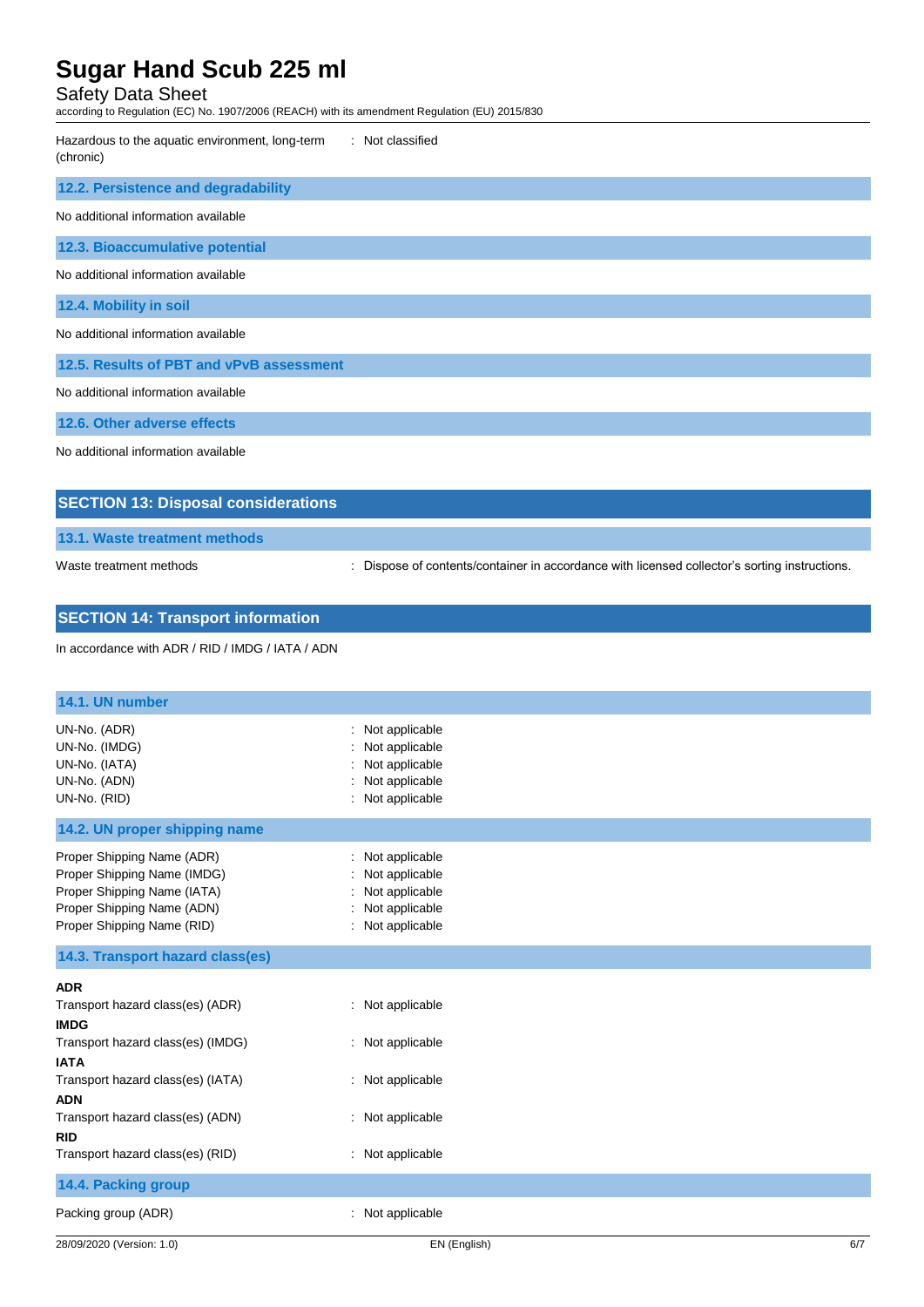| | |
|---|---|
| Hazardous to the aquatic environment, long-term (chronic) | : Not classified |

### 12.2. Persistence and degradability

No additional information available

### 12.3. Bioaccumulative potential

No additional information available

### 12.4. Mobility in soil

No additional information available

### 12.5. Results of PBT and vPvB assessment

No additional information available

### 12.6. Other adverse effects

No additional information available

## SECTION 13: Disposal considerations

### 13.1. Waste treatment methods

| | |
|---|---|
| Waste treatment methods | : Dispose of contents/container in accordance with licensed collector's sorting instructions. |

## SECTION 14: Transport information

In accordance with ADR / RID / IMDG / IATA / ADN

### 14.1. UN number

| | |
|---|---|
| UN-No. (ADR) | : Not applicable |
| UN-No. (IMDG) | : Not applicable |
| UN-No. (IATA) | : Not applicable |
| UN-No. (ADN) | : Not applicable |
| UN-No. (RID) | : Not applicable |

### 14.2. UN proper shipping name

| | |
|---|---|
| Proper Shipping Name (ADR) | : Not applicable |
| Proper Shipping Name (IMDG) | : Not applicable |
| Proper Shipping Name (IATA) | : Not applicable |
| Proper Shipping Name (ADN) | : Not applicable |
| Proper Shipping Name (RID) | : Not applicable |

### 14.3. Transport hazard class(es)

**ADR**

| | |
|---|---|
| Transport hazard class(es) (ADR) | : Not applicable |

**IMDG**

| | |
|---|---|
| Transport hazard class(es) (IMDG) | : Not applicable |

**IATA**

| | |
|---|---|
| Transport hazard class(es) (IATA) | : Not applicable |

**ADN**

| | |
|---|---|
| Transport hazard class(es) (ADN) | : Not applicable |

**RID**

| | |
|---|---|
| Transport hazard class(es) (RID) | : Not applicable |

### 14.4. Packing group

| | |
|---|---|
| Packing group (ADR) | : Not applicable |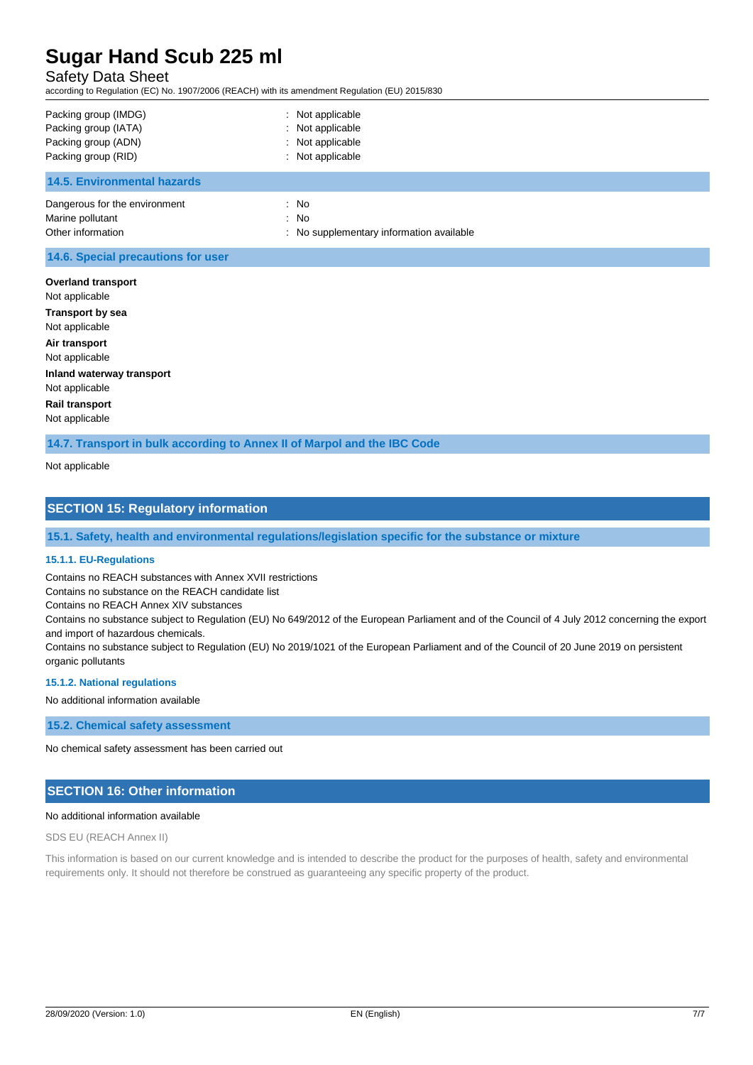| | |
|---|---|
| Packing group (IMDG) | : Not applicable |
| Packing group (IATA) | : Not applicable |
| Packing group (ADN) | : Not applicable |
| Packing group (RID) | : Not applicable |

### 14.5. Environmental hazards

| | |
|---|---|
| Dangerous for the environment | : No |
| Marine pollutant | : No |
| Other information | : No supplementary information available |

### 14.6. Special precautions for user

**Overland transport**

Not applicable

**Transport by sea**

Not applicable

**Air transport**

Not applicable

**Inland waterway transport**

Not applicable

**Rail transport**

Not applicable

### 14.7. Transport in bulk according to Annex II of Marpol and the IBC Code

Not applicable

## SECTION 15: Regulatory information

### 15.1. Safety, health and environmental regulations/legislation specific for the substance or mixture

#### 15.1.1. EU-Regulations

Contains no REACH substances with Annex XVII restrictions

Contains no substance on the REACH candidate list

Contains no REACH Annex XIV substances

Contains no substance subject to Regulation (EU) No 649/2012 of the European Parliament and of the Council of 4 July 2012 concerning the export and import of hazardous chemicals.

Contains no substance subject to Regulation (EU) No 2019/1021 of the European Parliament and of the Council of 20 June 2019 on persistent organic pollutants

#### 15.1.2. National regulations

No additional information available

### 15.2. Chemical safety assessment

No chemical safety assessment has been carried out

## SECTION 16: Other information

No additional information available

SDS EU (REACH Annex II)

This information is based on our current knowledge and is intended to describe the product for the purposes of health, safety and environmental requirements only. It should not therefore be construed as guaranteeing any specific property of the product.